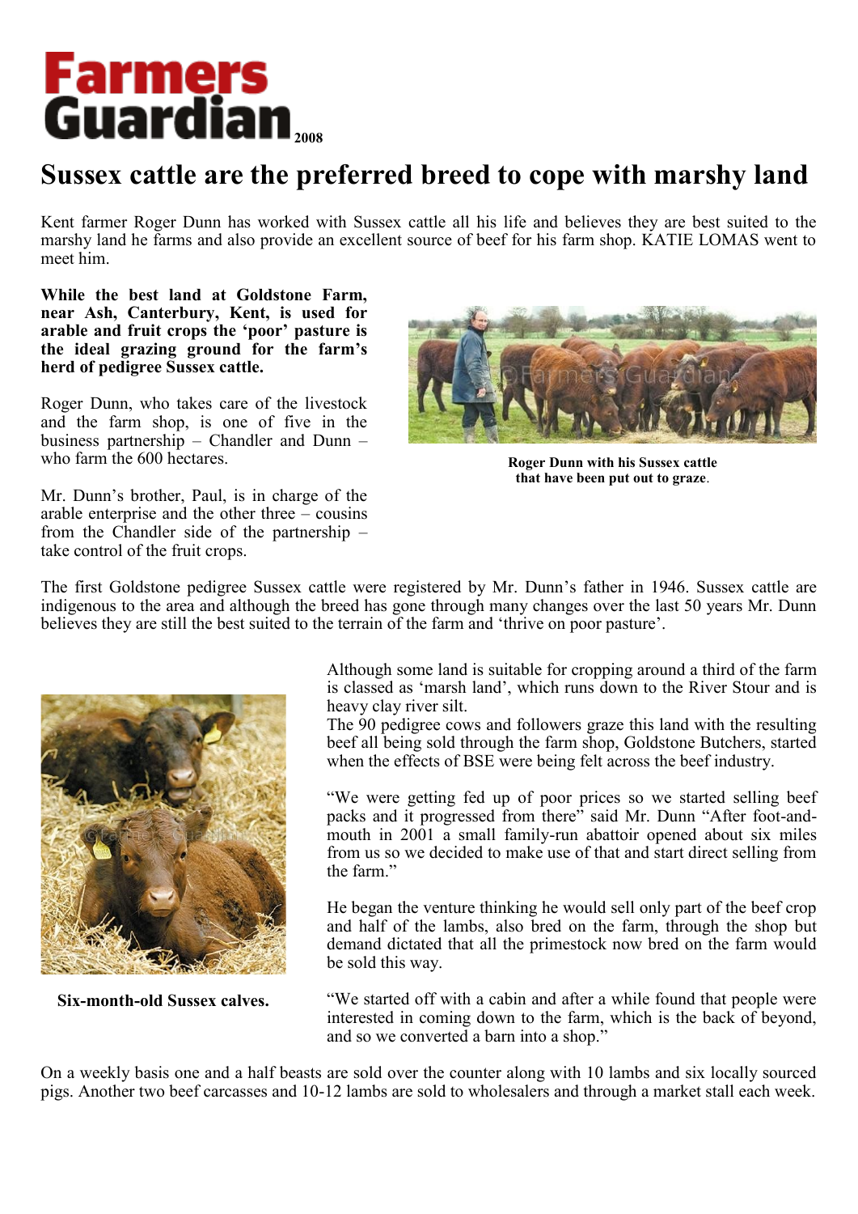# Farmers Guardian 2008

## Sussex cattle are the preferred breed to cope with marshy land

Kent farmer Roger Dunn has worked with Sussex cattle all his life and believes they are best suited to the marshy land he farms and also provide an excellent source of beef for his farm shop. KATIE LOMAS went to meet him.

**While the best land at Goldstone Farm, near Ash, Canterbury, Kent, is used for arable and fruit crops the 'poor' pasture is the ideal grazing ground for the farm's herd of pedigree Sussex cattle.**

Roger Dunn, who takes care of the livestock and the farm shop, is one of five in the business partnership – Chandler and Dunn – who farm the 600 hectares.

**Roger Dunn with his Sussex cattle that have been put out to graze.**

Mr. Dunn's brother, Paul, is in charge of the arable enterprise and the other three – cousins from the Chandler side of the partnership – take control of the fruit crops.

The first Goldstone pedigree Sussex cattle were registered by Mr. Dunn's father in 1946. Sussex cattle are indigenous to the area and although the breed has gone through many changes over the last 50 years Mr. Dunn believes they are still the best suited to the terrain of the farm and 'thrive on poor pasture'.

Although some land is suitable for cropping around a third of the farm is classed as 'marsh land', which runs down to the River Stour and is heavy clay river silt.

The 90 pedigree cows and followers graze this land with the resulting beef all being sold through the farm shop, Goldstone Butchers, started when the effects of BSE were being felt across the beef industry.

"We were getting fed up of poor prices so we started selling beef packs and it progressed from there" said Mr. Dunn "After foot-and-mouth in 2001 a small family-run abattoir opened about six miles from us so we decided to make use of that and start direct selling from the farm."

He began the venture thinking he would sell only part of the beef crop and half of the lambs, also bred on the farm, through the shop but demand dictated that all the primestock now bred on the farm would be sold this way.

**Six-month-old Sussex calves.**

"We started off with a cabin and after a while found that people were interested in coming down to the farm, which is the back of beyond, and so we converted a barn into a shop."

On a weekly basis one and a half beasts are sold over the counter along with 10 lambs and six locally sourced pigs. Another two beef carcasses and 10-12 lambs are sold to wholesalers and through a market stall each week.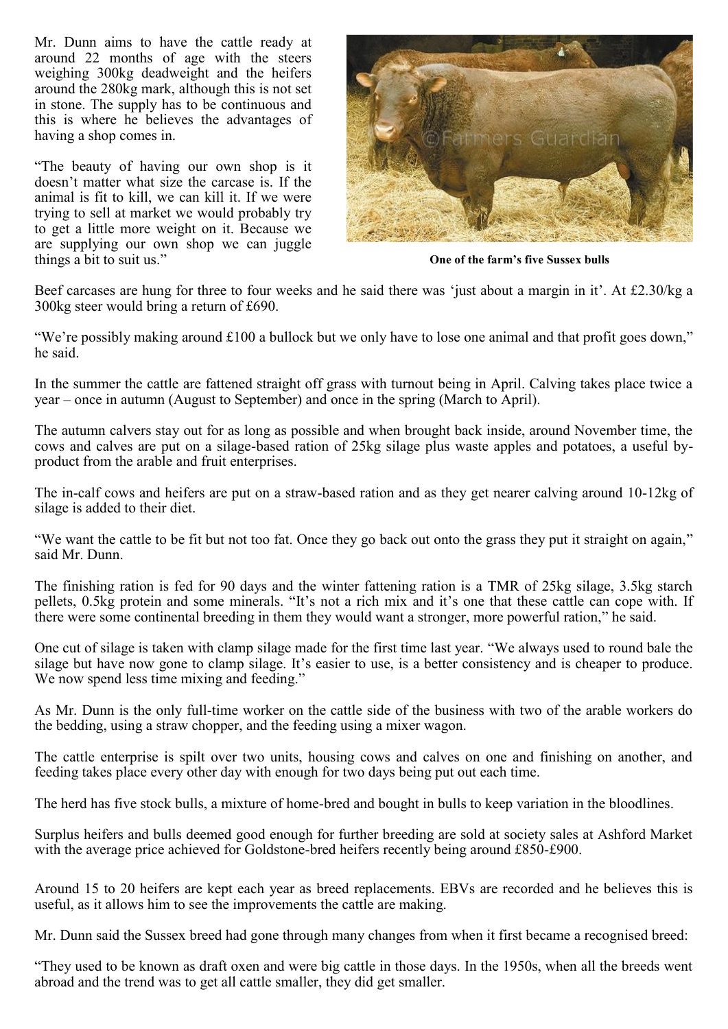Mr. Dunn aims to have the cattle ready at around 22 months of age with the steers weighing 300kg deadweight and the heifers around the 280kg mark, although this is not set in stone. The supply has to be continuous and this is where he believes the advantages of having a shop comes in.

"The beauty of having our own shop is it doesn't matter what size the carcase is. If the animal is fit to kill, we can kill it. If we were trying to sell at market we would probably try to get a little more weight on it. Because we are supplying our own shop we can juggle things a bit to suit us."

**One of the farm's five Sussex bulls**

Beef carcases are hung for three to four weeks and he said there was 'just about a margin in it'. At £2.30/kg a 300kg steer would bring a return of £690.

"We're possibly making around £100 a bullock but we only have to lose one animal and that profit goes down," he said.

In the summer the cattle are fattened straight off grass with turnout being in April. Calving takes place twice a year – once in autumn (August to September) and once in the spring (March to April).

The autumn calvers stay out for as long as possible and when brought back inside, around November time, the cows and calves are put on a silage-based ration of 25kg silage plus waste apples and potatoes, a useful by-product from the arable and fruit enterprises.

The in-calf cows and heifers are put on a straw-based ration and as they get nearer calving around 10-12kg of silage is added to their diet.

"We want the cattle to be fit but not too fat. Once they go back out onto the grass they put it straight on again," said Mr. Dunn.

The finishing ration is fed for 90 days and the winter fattening ration is a TMR of 25kg silage, 3.5kg starch pellets, 0.5kg protein and some minerals. "It's not a rich mix and it's one that these cattle can cope with. If there were some continental breeding in them they would want a stronger, more powerful ration," he said.

One cut of silage is taken with clamp silage made for the first time last year. "We always used to round bale the silage but have now gone to clamp silage. It's easier to use, is a better consistency and is cheaper to produce. We now spend less time mixing and feeding."

As Mr. Dunn is the only full-time worker on the cattle side of the business with two of the arable workers do the bedding, using a straw chopper, and the feeding using a mixer wagon.

The cattle enterprise is spilt over two units, housing cows and calves on one and finishing on another, and feeding takes place every other day with enough for two days being put out each time.

The herd has five stock bulls, a mixture of home-bred and bought in bulls to keep variation in the bloodlines.

Surplus heifers and bulls deemed good enough for further breeding are sold at society sales at Ashford Market with the average price achieved for Goldstone-bred heifers recently being around £850-£900.

Around 15 to 20 heifers are kept each year as breed replacements. EBVs are recorded and he believes this is useful, as it allows him to see the improvements the cattle are making.

Mr. Dunn said the Sussex breed had gone through many changes from when it first became a recognised breed:

"They used to be known as draft oxen and were big cattle in those days. In the 1950s, when all the breeds went abroad and the trend was to get all cattle smaller, they did get smaller.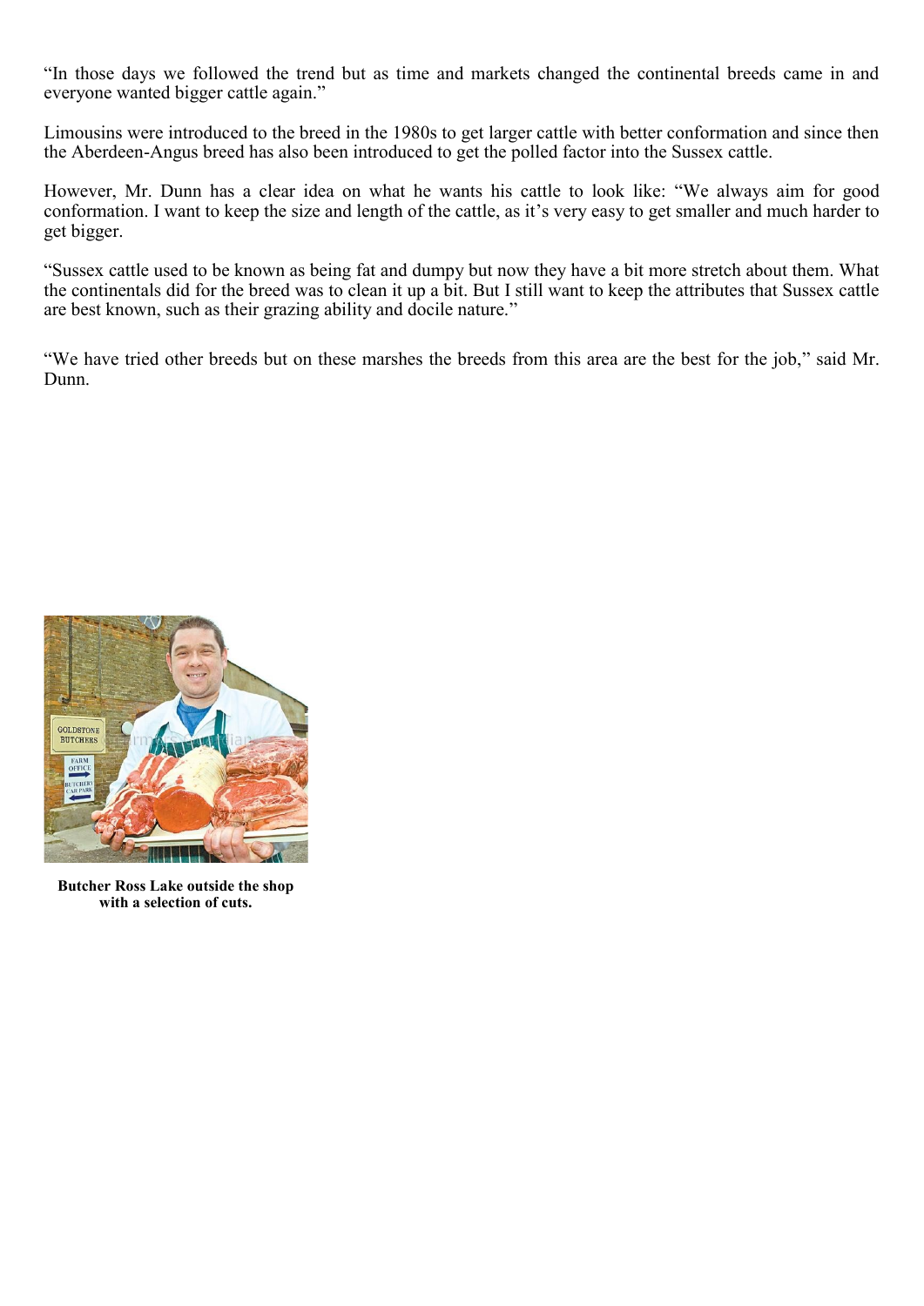"In those days we followed the trend but as time and markets changed the continental breeds came in and everyone wanted bigger cattle again."

Limousins were introduced to the breed in the 1980s to get larger cattle with better conformation and since then the Aberdeen-Angus breed has also been introduced to get the polled factor into the Sussex cattle.

However, Mr. Dunn has a clear idea on what he wants his cattle to look like: "We always aim for good conformation. I want to keep the size and length of the cattle, as it's very easy to get smaller and much harder to get bigger.

"Sussex cattle used to be known as being fat and dumpy but now they have a bit more stretch about them. What the continentals did for the breed was to clean it up a bit. But I still want to keep the attributes that Sussex cattle are best known, such as their grazing ability and docile nature."

"We have tried other breeds but on these marshes the breeds from this area are the best for the job," said Mr. Dunn.

**Butcher Ross Lake outside the shop with a selection of cuts.**